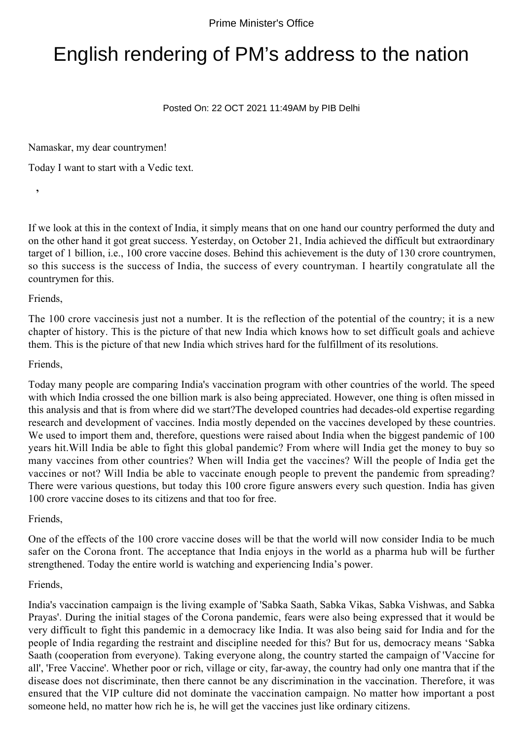Prime Minister's Office

# English rendering of PM's address to the nation

Posted On: 22 OCT 2021 11:49AM by PIB Delhi

Namaskar, my dear countrymen!

Today I want to start with a Vedic text.

,

If we look at this in the context of India, it simply means that on one hand our country performed the duty and on the other hand it got great success. Yesterday, on October 21, India achieved the difficult but extraordinary target of 1 billion, i.e., 100 crore vaccine doses. Behind this achievement is the duty of 130 crore countrymen, so this success is the success of India, the success of every countryman. I heartily congratulate all the countrymen for this.

Friends,

The 100 crore vaccinesis just not a number. It is the reflection of the potential of the country; it is a new chapter of history. This is the picture of that new India which knows how to set difficult goals and achieve them. This is the picture of that new India which strives hard for the fulfillment of its resolutions.

Friends,

Today many people are comparing India's vaccination program with other countries of the world. The speed with which India crossed the one billion mark is also being appreciated. However, one thing is often missed in this analysis and that is from where did we start?The developed countries had decades-old expertise regarding research and development of vaccines. India mostly depended on the vaccines developed by these countries. We used to import them and, therefore, questions were raised about India when the biggest pandemic of 100 years hit.Will India be able to fight this global pandemic? From where will India get the money to buy so many vaccines from other countries? When will India get the vaccines? Will the people of India get the vaccines or not? Will India be able to vaccinate enough people to prevent the pandemic from spreading? There were various questions, but today this 100 crore figure answers every such question. India has given 100 crore vaccine doses to its citizens and that too for free.

Friends,

One of the effects of the 100 crore vaccine doses will be that the world will now consider India to be much safer on the Corona front. The acceptance that India enjoys in the world as a pharma hub will be further strengthened. Today the entire world is watching and experiencing India's power.

Friends,

India's vaccination campaign is the living example of 'Sabka Saath, Sabka Vikas, Sabka Vishwas, and Sabka Prayas'. During the initial stages of the Corona pandemic, fears were also being expressed that it would be very difficult to fight this pandemic in a democracy like India. It was also being said for India and for the people of India regarding the restraint and discipline needed for this? But for us, democracy means 'Sabka Saath (cooperation from everyone). Taking everyone along, the country started the campaign of 'Vaccine for all', 'Free Vaccine'. Whether poor or rich, village or city, far-away, the country had only one mantra that if the disease does not discriminate, then there cannot be any discrimination in the vaccination. Therefore, it was ensured that the VIP culture did not dominate the vaccination campaign. No matter how important a post someone held, no matter how rich he is, he will get the vaccines just like ordinary citizens.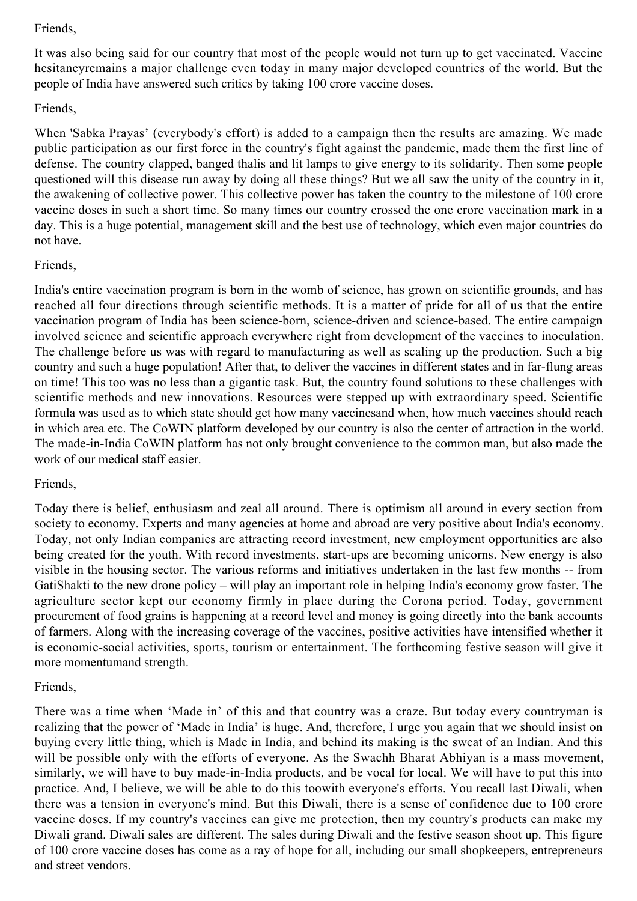Friends,

It was also being said for our country that most of the people would not turn up to get vaccinated. Vaccine hesitancyremains a major challenge even today in many major developed countries of the world. But the people of India have answered such critics by taking 100 crore vaccine doses.

Friends,

When 'Sabka Prayas' (everybody's effort) is added to a campaign then the results are amazing. We made public participation as our first force in the country's fight against the pandemic, made them the first line of defense. The country clapped, banged thalis and lit lamps to give energy to its solidarity. Then some people questioned will this disease run away by doing all these things? But we all saw the unity of the country in it, the awakening of collective power. This collective power has taken the country to the milestone of 100 crore vaccine doses in such a short time. So many times our country crossed the one crore vaccination mark in a day. This is a huge potential, management skill and the best use of technology, which even major countries do not have.

Friends,

India's entire vaccination program is born in the womb of science, has grown on scientific grounds, and has reached all four directions through scientific methods. It is a matter of pride for all of us that the entire vaccination program of India has been science-born, science-driven and science-based. The entire campaign involved science and scientific approach everywhere right from development of the vaccines to inoculation. The challenge before us was with regard to manufacturing as well as scaling up the production. Such a big country and such a huge population! After that, to deliver the vaccines in different states and in far-flung areas on time! This too was no less than a gigantic task. But, the country found solutions to these challenges with scientific methods and new innovations. Resources were stepped up with extraordinary speed. Scientific formula was used as to which state should get how many vaccinesand when, how much vaccines should reach in which area etc. The CoWIN platform developed by our country is also the center of attraction in the world. The made-in-India CoWIN platform has not only brought convenience to the common man, but also made the work of our medical staff easier.

Friends,

Today there is belief, enthusiasm and zeal all around. There is optimism all around in every section from society to economy. Experts and many agencies at home and abroad are very positive about India's economy. Today, not only Indian companies are attracting record investment, new employment opportunities are also being created for the youth. With record investments, start-ups are becoming unicorns. New energy is also visible in the housing sector. The various reforms and initiatives undertaken in the last few months -- from GatiShakti to the new drone policy – will play an important role in helping India's economy grow faster. The agriculture sector kept our economy firmly in place during the Corona period. Today, government procurement of food grains is happening at a record level and money is going directly into the bank accounts of farmers. Along with the increasing coverage of the vaccines, positive activities have intensified whether it is economic-social activities, sports, tourism or entertainment. The forthcoming festive season will give it more momentumand strength.

Friends,

There was a time when 'Made in' of this and that country was a craze. But today every countryman is realizing that the power of 'Made in India' is huge. And, therefore, I urge you again that we should insist on buying every little thing, which is Made in India, and behind its making is the sweat of an Indian. And this will be possible only with the efforts of everyone. As the Swachh Bharat Abhiyan is a mass movement, similarly, we will have to buy made-in-India products, and be vocal for local. We will have to put this into practice. And, I believe, we will be able to do this toowith everyone's efforts. You recall last Diwali, when there was a tension in everyone's mind. But this Diwali, there is a sense of confidence due to 100 crore vaccine doses. If my country's vaccines can give me protection, then my country's products can make my Diwali grand. Diwali sales are different. The sales during Diwali and the festive season shoot up. This figure of 100 crore vaccine doses has come as a ray of hope for all, including our small shopkeepers, entrepreneurs and street vendors.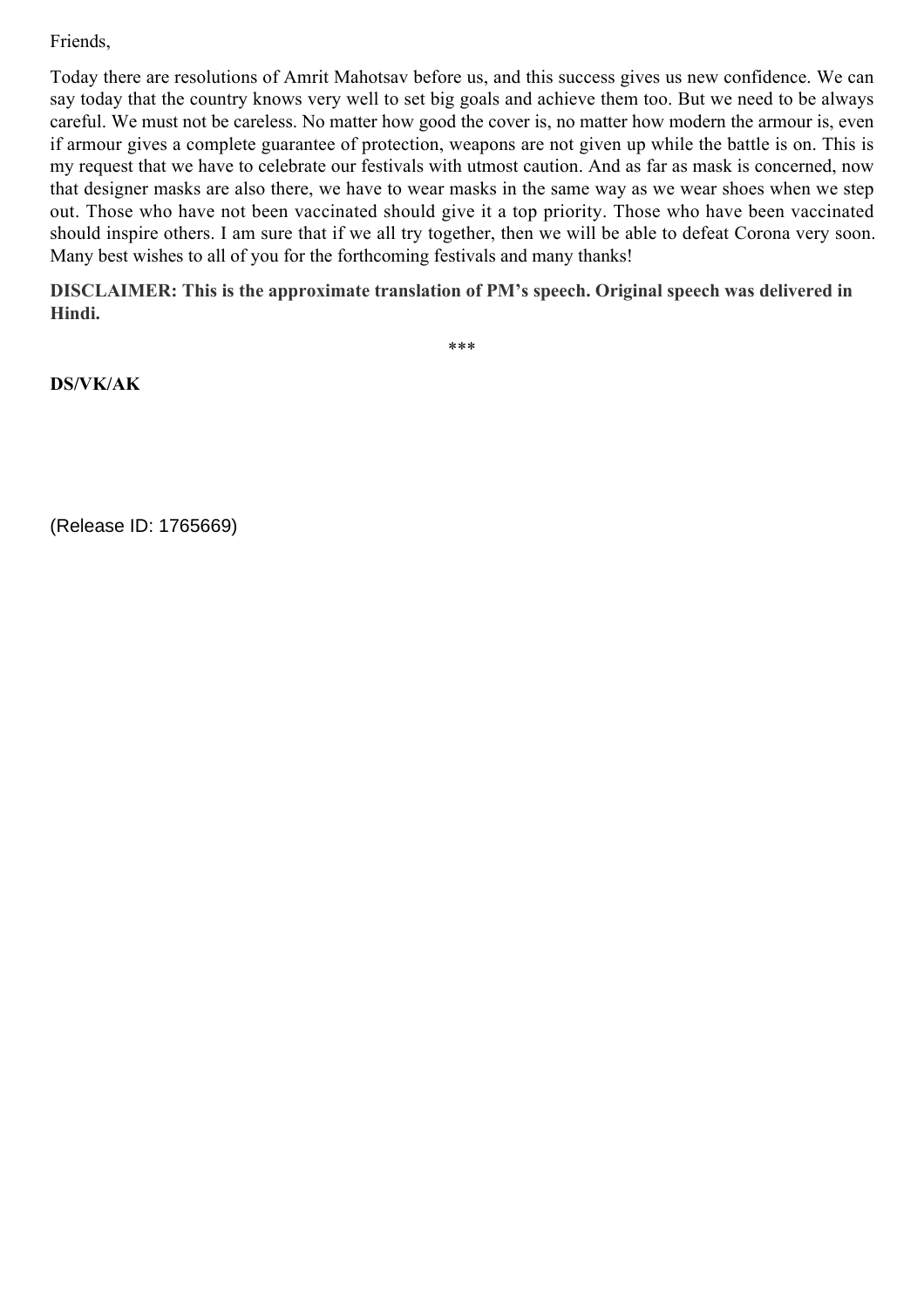Friends,

Today there are resolutions of Amrit Mahotsav before us, and this success gives us new confidence. We can say today that the country knows very well to set big goals and achieve them too. But we need to be always careful. We must not be careless. No matter how good the cover is, no matter how modern the armour is, even if armour gives a complete guarantee of protection, weapons are not given up while the battle is on. This is my request that we have to celebrate our festivals with utmost caution. And as far as mask is concerned, now that designer masks are also there, we have to wear masks in the same way as we wear shoes when we step out. Those who have not been vaccinated should give it a top priority. Those who have been vaccinated should inspire others. I am sure that if we all try together, then we will be able to defeat Corona very soon. Many best wishes to all of you for the forthcoming festivals and many thanks!

**DISCLAIMER: This is the approximate translation of PM's speech. Original speech was delivered in Hindi.**

***

**DS/VK/AK**

(Release ID: 1765669)